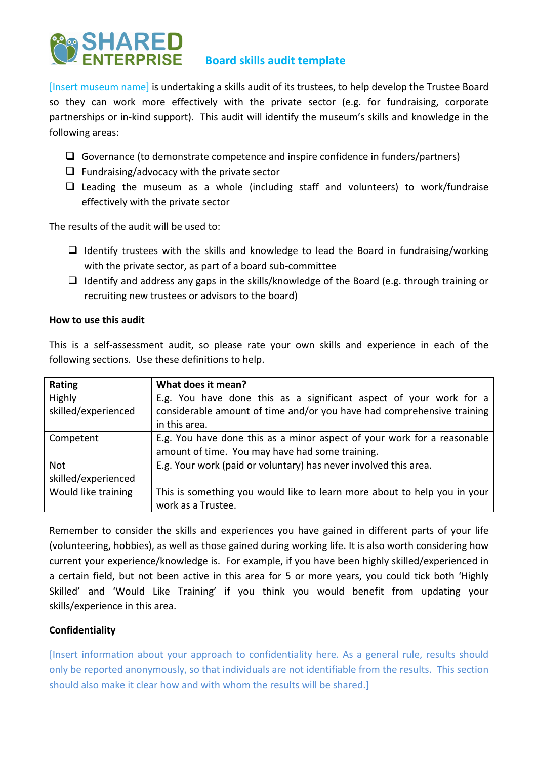# SHARED ENTERPRISE

## Board skills audit template

[Insert museum name] is undertaking a skills audit of its trustees, to help develop the Trustee Board so they can work more effectively with the private sector (e.g. for fundraising, corporate partnerships or in-kind support). This audit will identify the museum's skills and knowledge in the following areas:

- ❑ Governance (to demonstrate competence and inspire confidence in funders/partners)
- ❑ Fundraising/advocacy with the private sector
- ❑ Leading the museum as a whole (including staff and volunteers) to work/fundraise effectively with the private sector

The results of the audit will be used to:

- ❑ Identify trustees with the skills and knowledge to lead the Board in fundraising/working with the private sector, as part of a board sub-committee
- ❑ Identify and address any gaps in the skills/knowledge of the Board (e.g. through training or recruiting new trustees or advisors to the board)

**How to use this audit**

This is a self-assessment audit, so please rate your own skills and experience in each of the following sections. Use these definitions to help.

| Rating | What does it mean? |
| --- | --- |
| Highly skilled/experienced | E.g. You have done this as a significant aspect of your work for a considerable amount of time and/or you have had comprehensive training in this area. |
| Competent | E.g. You have done this as a minor aspect of your work for a reasonable amount of time. You may have had some training. |
| Not skilled/experienced | E.g. Your work (paid or voluntary) has never involved this area. |
| Would like training | This is something you would like to learn more about to help you in your work as a Trustee. |

Remember to consider the skills and experiences you have gained in different parts of your life (volunteering, hobbies), as well as those gained during working life. It is also worth considering how current your experience/knowledge is. For example, if you have been highly skilled/experienced in a certain field, but not been active in this area for 5 or more years, you could tick both 'Highly Skilled' and 'Would Like Training' if you think you would benefit from updating your skills/experience in this area.

**Confidentiality**

[Insert information about your approach to confidentiality here. As a general rule, results should only be reported anonymously, so that individuals are not identifiable from the results. This section should also make it clear how and with whom the results will be shared.]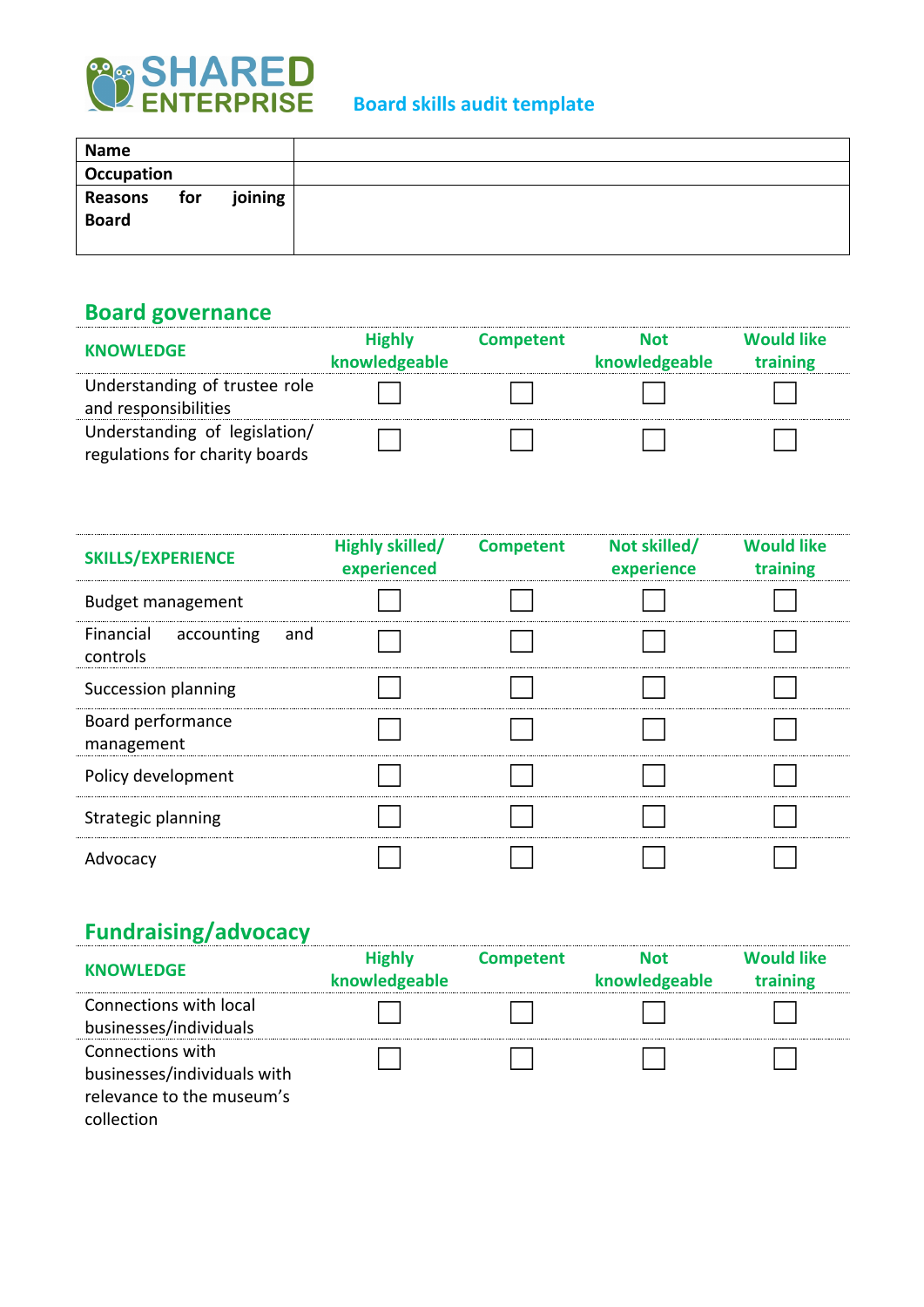SHARED ENTERPRISE

**Board skills audit template**

| Name | |
|---|---|
| Occupation | |
| Reasons for joining Board | |

## Board governance

| KNOWLEDGE | Highly knowledgeable | Competent | Not knowledgeable | Would like training |
|---|---|---|---|---|
| Understanding of trustee role and responsibilities | ☐ | ☐ | ☐ | ☐ |
| Understanding of legislation/ regulations for charity boards | ☐ | ☐ | ☐ | ☐ |

| SKILLS/EXPERIENCE | Highly skilled/ experienced | Competent | Not skilled/ experience | Would like training |
|---|---|---|---|---|
| Budget management | ☐ | ☐ | ☐ | ☐ |
| Financial accounting and controls | ☐ | ☐ | ☐ | ☐ |
| Succession planning | ☐ | ☐ | ☐ | ☐ |
| Board performance management | ☐ | ☐ | ☐ | ☐ |
| Policy development | ☐ | ☐ | ☐ | ☐ |
| Strategic planning | ☐ | ☐ | ☐ | ☐ |
| Advocacy | ☐ | ☐ | ☐ | ☐ |

## Fundraising/advocacy

| KNOWLEDGE | Highly knowledgeable | Competent | Not knowledgeable | Would like training |
|---|---|---|---|---|
| Connections with local businesses/individuals | ☐ | ☐ | ☐ | ☐ |
| Connections with businesses/individuals with relevance to the museum's collection | ☐ | ☐ | ☐ | ☐ |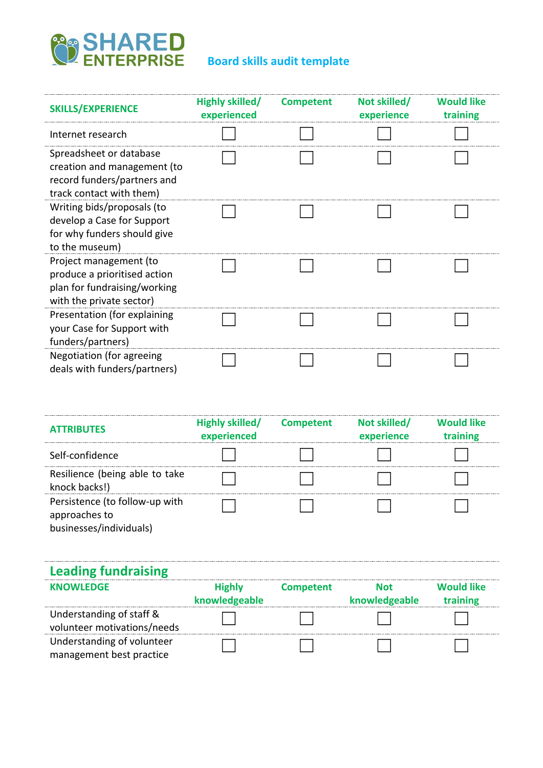SHARED ENTERPRISE

**Board skills audit template**

| SKILLS/EXPERIENCE | Highly skilled/ experienced | Competent | Not skilled/ experience | Would like training |
|---|---|---|---|---|
| Internet research | ☐ | ☐ | ☐ | ☐ |
| Spreadsheet or database creation and management (to record funders/partners and track contact with them) | ☐ | ☐ | ☐ | ☐ |
| Writing bids/proposals (to develop a Case for Support for why funders should give to the museum) | ☐ | ☐ | ☐ | ☐ |
| Project management (to produce a prioritised action plan for fundraising/working with the private sector) | ☐ | ☐ | ☐ | ☐ |
| Presentation (for explaining your Case for Support with funders/partners) | ☐ | ☐ | ☐ | ☐ |
| Negotiation (for agreeing deals with funders/partners) | ☐ | ☐ | ☐ | ☐ |

| ATTRIBUTES | Highly skilled/ experienced | Competent | Not skilled/ experience | Would like training |
|---|---|---|---|---|
| Self-confidence | ☐ | ☐ | ☐ | ☐ |
| Resilience (being able to take knock backs!) | ☐ | ☐ | ☐ | ☐ |
| Persistence (to follow-up with approaches to businesses/individuals) | ☐ | ☐ | ☐ | ☐ |

## Leading fundraising

| KNOWLEDGE | Highly knowledgeable | Competent | Not knowledgeable | Would like training |
|---|---|---|---|---|
| Understanding of staff & volunteer motivations/needs | ☐ | ☐ | ☐ | ☐ |
| Understanding of volunteer management best practice | ☐ | ☐ | ☐ | ☐ |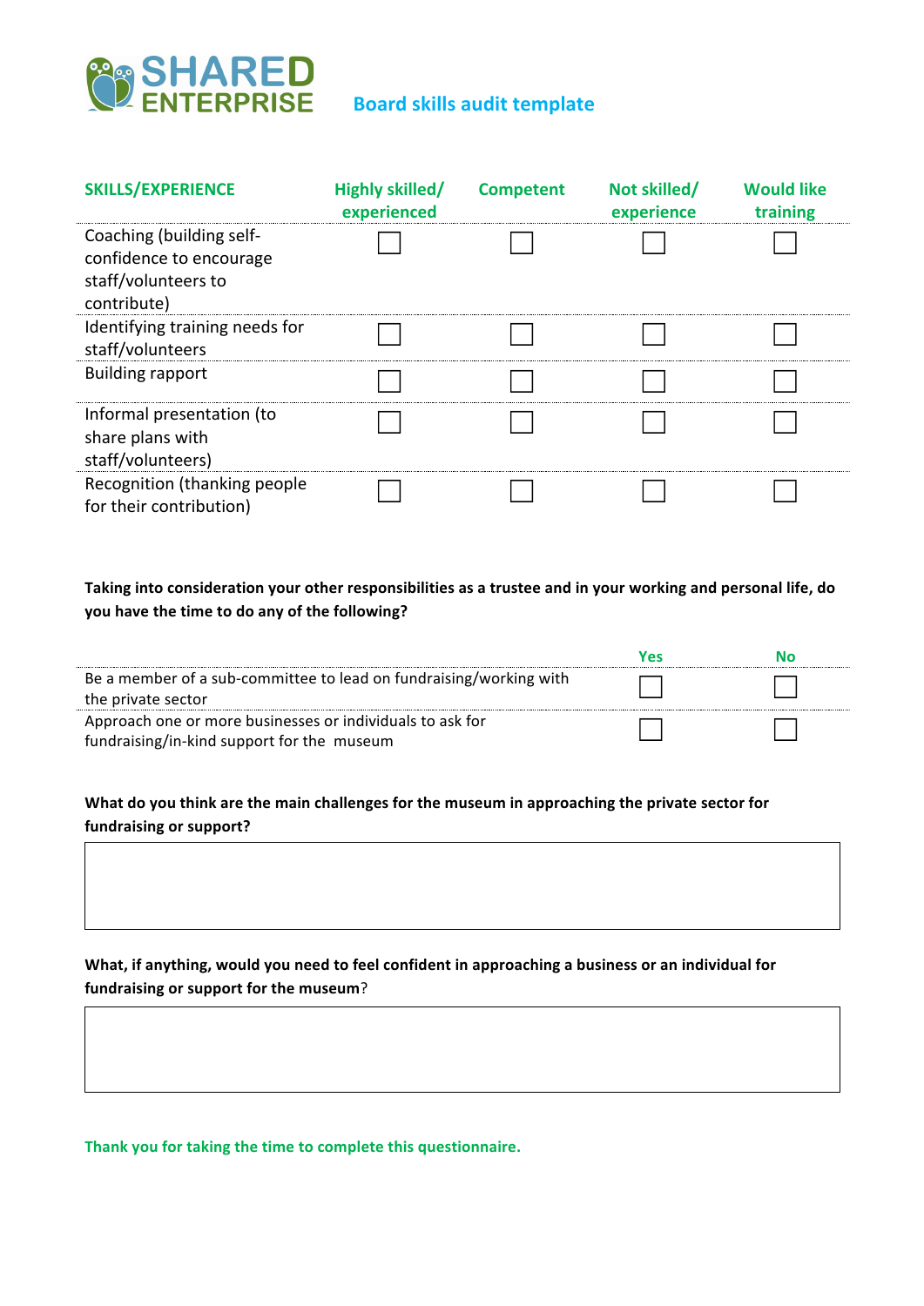**SHARED ENTERPRISE**

## Board skills audit template

| SKILLS/EXPERIENCE | Highly skilled/ experienced | Competent | Not skilled/ experience | Would like training |
|---|---|---|---|---|
| Coaching (building self-confidence to encourage staff/volunteers to contribute) | ☐ | ☐ | ☐ | ☐ |
| Identifying training needs for staff/volunteers | ☐ | ☐ | ☐ | ☐ |
| Building rapport | ☐ | ☐ | ☐ | ☐ |
| Informal presentation (to share plans with staff/volunteers) | ☐ | ☐ | ☐ | ☐ |
| Recognition (thanking people for their contribution) | ☐ | ☐ | ☐ | ☐ |

**Taking into consideration your other responsibilities as a trustee and in your working and personal life, do you have the time to do any of the following?**

| | Yes | No |
|---|---|---|
| Be a member of a sub-committee to lead on fundraising/working with the private sector | ☐ | ☐ |
| Approach one or more businesses or individuals to ask for fundraising/in-kind support for the museum | ☐ | ☐ |

**What do you think are the main challenges for the museum in approaching the private sector for fundraising or support?**

**What, if anything, would you need to feel confident in approaching a business or an individual for fundraising or support for the museum?**

**Thank you for taking the time to complete this questionnaire.**